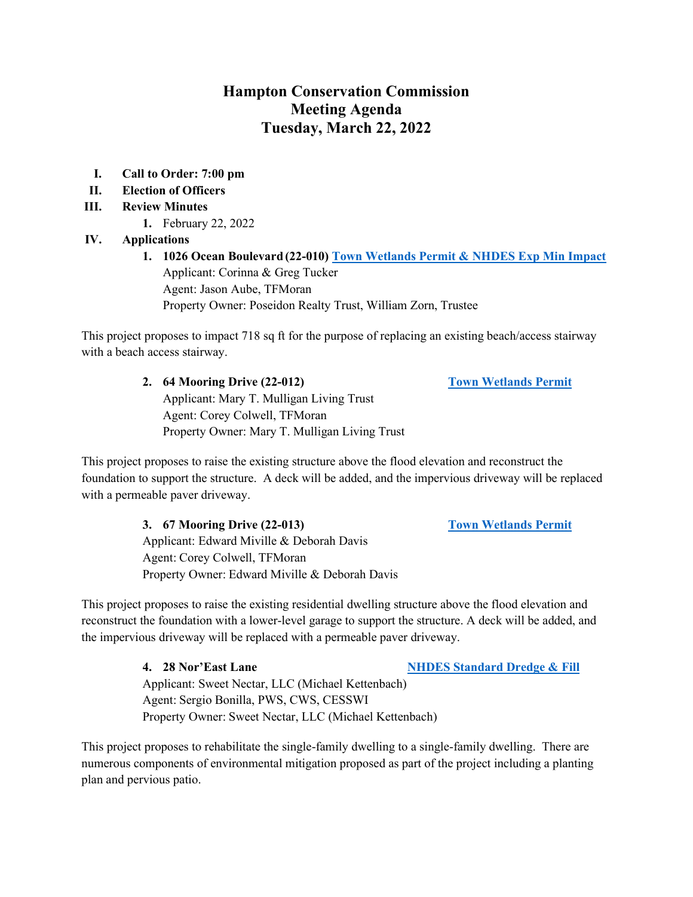# Hampton Conservation Commission
# Meeting Agenda
# Tuesday, March 22, 2022

**I. Call to Order: 7:00 pm**

**II. Election of Officers**

**III. Review Minutes**

1. February 22, 2022

**IV. Applications**

1. **1026 Ocean Boulevard (22-010)** **Town Wetlands Permit & NHDES Exp Min Impact**
   Applicant: Corinna & Greg Tucker
   Agent: Jason Aube, TFMoran
   Property Owner: Poseidon Realty Trust, William Zorn, Trustee

This project proposes to impact 718 sq ft for the purpose of replacing an existing beach/access stairway with a beach access stairway.

2. **64 Mooring Drive (22-012)** **Town Wetlands Permit**
   Applicant: Mary T. Mulligan Living Trust
   Agent: Corey Colwell, TFMoran
   Property Owner: Mary T. Mulligan Living Trust

This project proposes to raise the existing structure above the flood elevation and reconstruct the foundation to support the structure. A deck will be added, and the impervious driveway will be replaced with a permeable paver driveway.

3. **67 Mooring Drive (22-013)** **Town Wetlands Permit**
   Applicant: Edward Miville & Deborah Davis
   Agent: Corey Colwell, TFMoran
   Property Owner: Edward Miville & Deborah Davis

This project proposes to raise the existing residential dwelling structure above the flood elevation and reconstruct the foundation with a lower-level garage to support the structure. A deck will be added, and the impervious driveway will be replaced with a permeable paver driveway.

4. **28 Nor'East Lane** **NHDES Standard Dredge & Fill**
   Applicant: Sweet Nectar, LLC (Michael Kettenbach)
   Agent: Sergio Bonilla, PWS, CWS, CESSWI
   Property Owner: Sweet Nectar, LLC (Michael Kettenbach)

This project proposes to rehabilitate the single-family dwelling to a single-family dwelling. There are numerous components of environmental mitigation proposed as part of the project including a planting plan and pervious patio.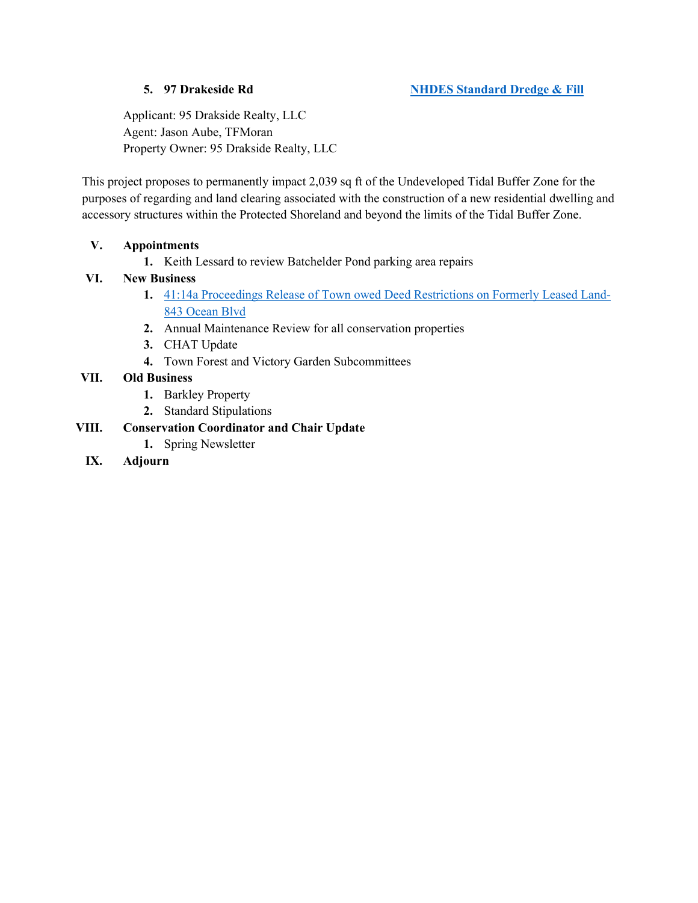5. **97 Drakeside Rd** **NHDES Standard Dredge & Fill**

Applicant: 95 Drakside Realty, LLC
Agent: Jason Aube, TFMoran
Property Owner: 95 Drakside Realty, LLC

This project proposes to permanently impact 2,039 sq ft of the Undeveloped Tidal Buffer Zone for the purposes of regarding and land clearing associated with the construction of a new residential dwelling and accessory structures within the Protected Shoreland and beyond the limits of the Tidal Buffer Zone.

**V. Appointments**

1. Keith Lessard to review Batchelder Pond parking area repairs

**VI. New Business**

1. 41:14a Proceedings Release of Town owed Deed Restrictions on Formerly Leased Land-843 Ocean Blvd
2. Annual Maintenance Review for all conservation properties
3. CHAT Update
4. Town Forest and Victory Garden Subcommittees

**VII. Old Business**

1. Barkley Property
2. Standard Stipulations

**VIII. Conservation Coordinator and Chair Update**

1. Spring Newsletter

**IX. Adjourn**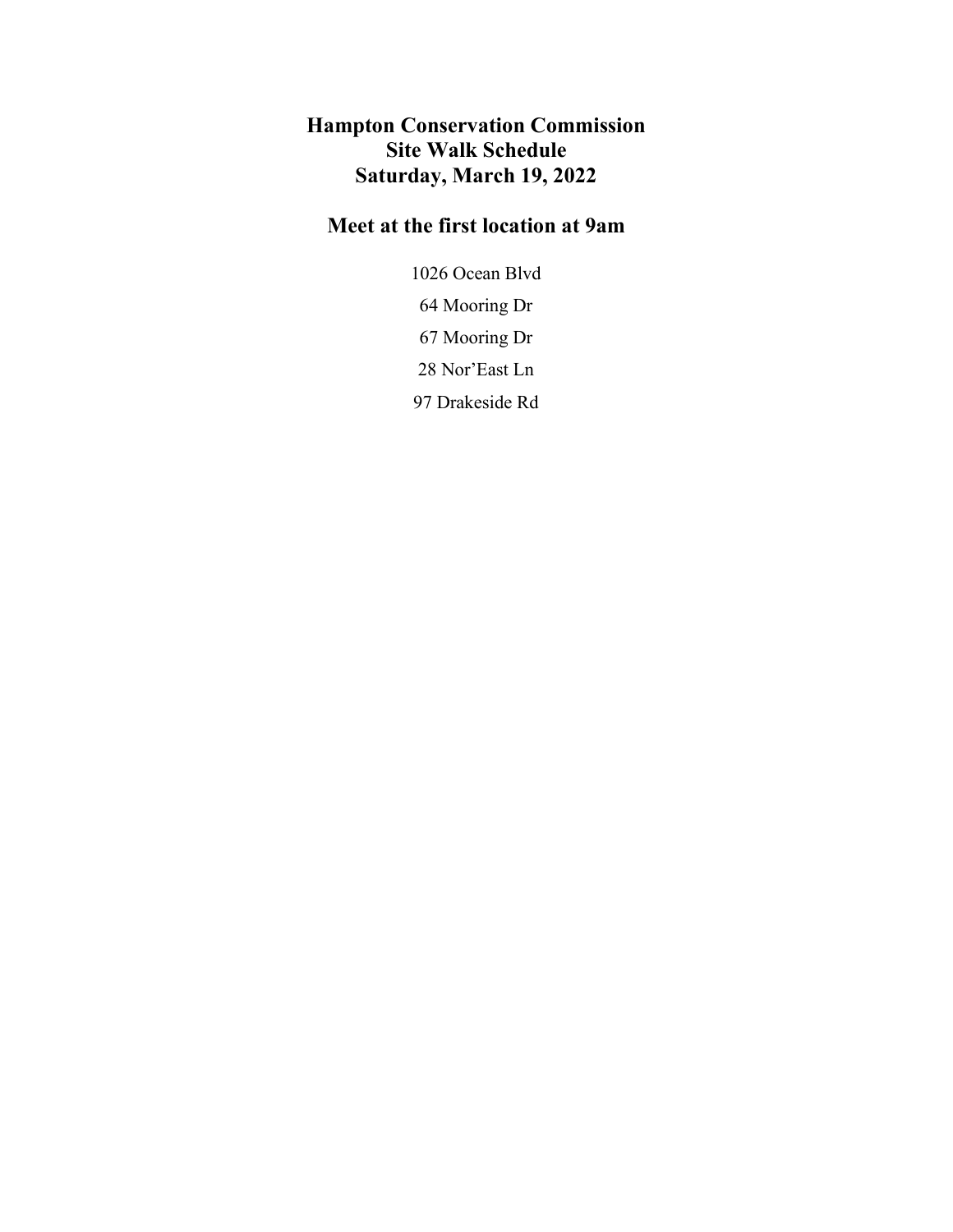# Hampton Conservation Commission
# Site Walk Schedule
# Saturday, March 19, 2022

## Meet at the first location at 9am

1026 Ocean Blvd

64 Mooring Dr

67 Mooring Dr

28 Nor'East Ln

97 Drakeside Rd